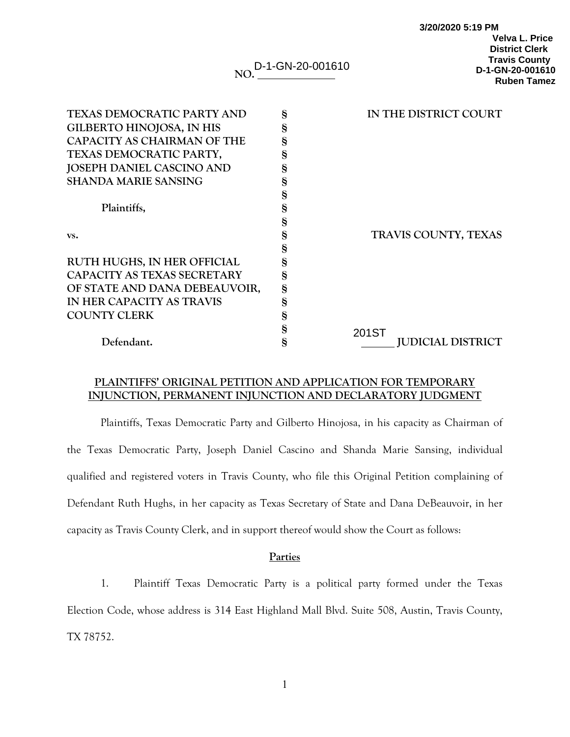3/20/2020 5:19 PM
Velva L. Price
District Clerk
Travis County
D-1-GN-20-001610
Ruben Tamez

NO. D-1-GN-20-001610

| | | |
|---|---|---|
| TEXAS DEMOCRATIC PARTY AND GILBERTO HINOJOSA, IN HIS CAPACITY AS CHAIRMAN OF THE TEXAS DEMOCRATIC PARTY, JOSEPH DANIEL CASCINO AND SHANDA MARIE SANSING | § | IN THE DISTRICT COURT |
| Plaintiffs, | § | |
| vs. | § | TRAVIS COUNTY, TEXAS |
| RUTH HUGHS, IN HER OFFICIAL CAPACITY AS TEXAS SECRETARY OF STATE AND DANA DEBEAUVOIR, IN HER CAPACITY AS TRAVIS COUNTY CLERK | § | |
| Defendant. | § | 201ST JUDICIAL DISTRICT |

## PLAINTIFFS' ORIGINAL PETITION AND APPLICATION FOR TEMPORARY INJUNCTION, PERMANENT INJUNCTION AND DECLARATORY JUDGMENT

Plaintiffs, Texas Democratic Party and Gilberto Hinojosa, in his capacity as Chairman of the Texas Democratic Party, Joseph Daniel Cascino and Shanda Marie Sansing, individual qualified and registered voters in Travis County, who file this Original Petition complaining of Defendant Ruth Hughs, in her capacity as Texas Secretary of State and Dana DeBeauvoir, in her capacity as Travis County Clerk, and in support thereof would show the Court as follows:

### Parties

1. Plaintiff Texas Democratic Party is a political party formed under the Texas Election Code, whose address is 314 East Highland Mall Blvd. Suite 508, Austin, Travis County, TX 78752.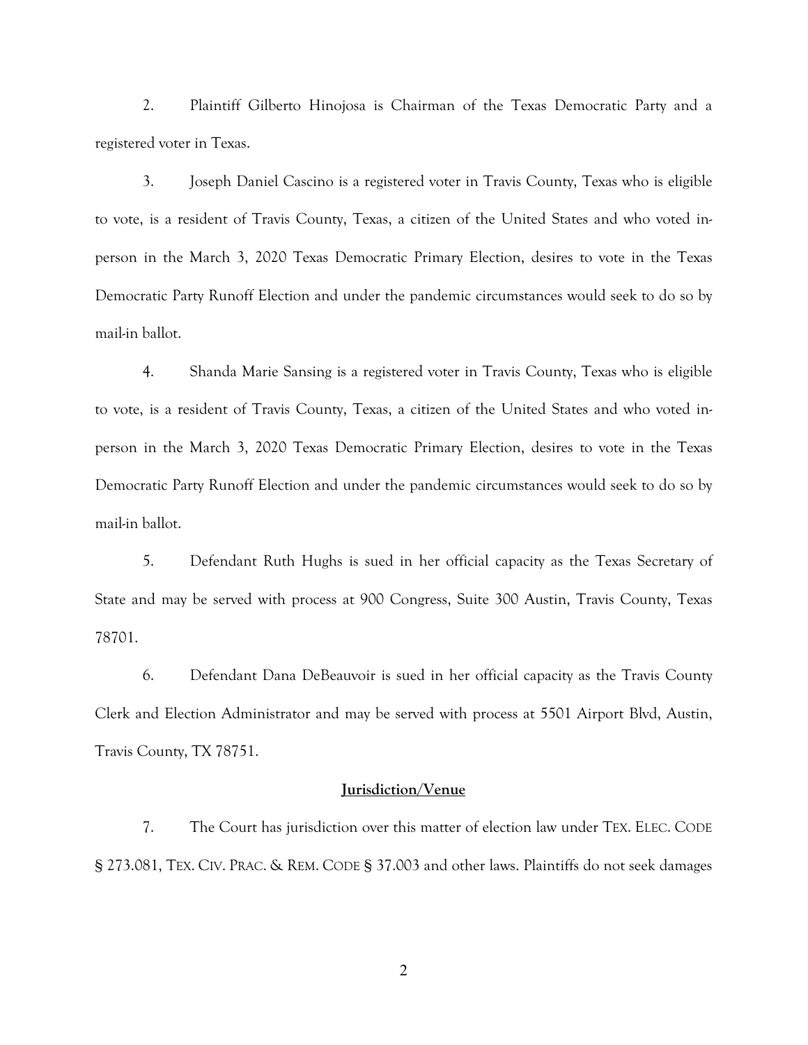2. Plaintiff Gilberto Hinojosa is Chairman of the Texas Democratic Party and a registered voter in Texas.

3. Joseph Daniel Cascino is a registered voter in Travis County, Texas who is eligible to vote, is a resident of Travis County, Texas, a citizen of the United States and who voted in-person in the March 3, 2020 Texas Democratic Primary Election, desires to vote in the Texas Democratic Party Runoff Election and under the pandemic circumstances would seek to do so by mail-in ballot.

4. Shanda Marie Sansing is a registered voter in Travis County, Texas who is eligible to vote, is a resident of Travis County, Texas, a citizen of the United States and who voted in-person in the March 3, 2020 Texas Democratic Primary Election, desires to vote in the Texas Democratic Party Runoff Election and under the pandemic circumstances would seek to do so by mail-in ballot.

5. Defendant Ruth Hughs is sued in her official capacity as the Texas Secretary of State and may be served with process at 900 Congress, Suite 300 Austin, Travis County, Texas 78701.

6. Defendant Dana DeBeauvoir is sued in her official capacity as the Travis County Clerk and Election Administrator and may be served with process at 5501 Airport Blvd, Austin, Travis County, TX 78751.

**Jurisdiction/Venue**

7. The Court has jurisdiction over this matter of election law under TEX. ELEC. CODE § 273.081, TEX. CIV. PRAC. & REM. CODE § 37.003 and other laws. Plaintiffs do not seek damages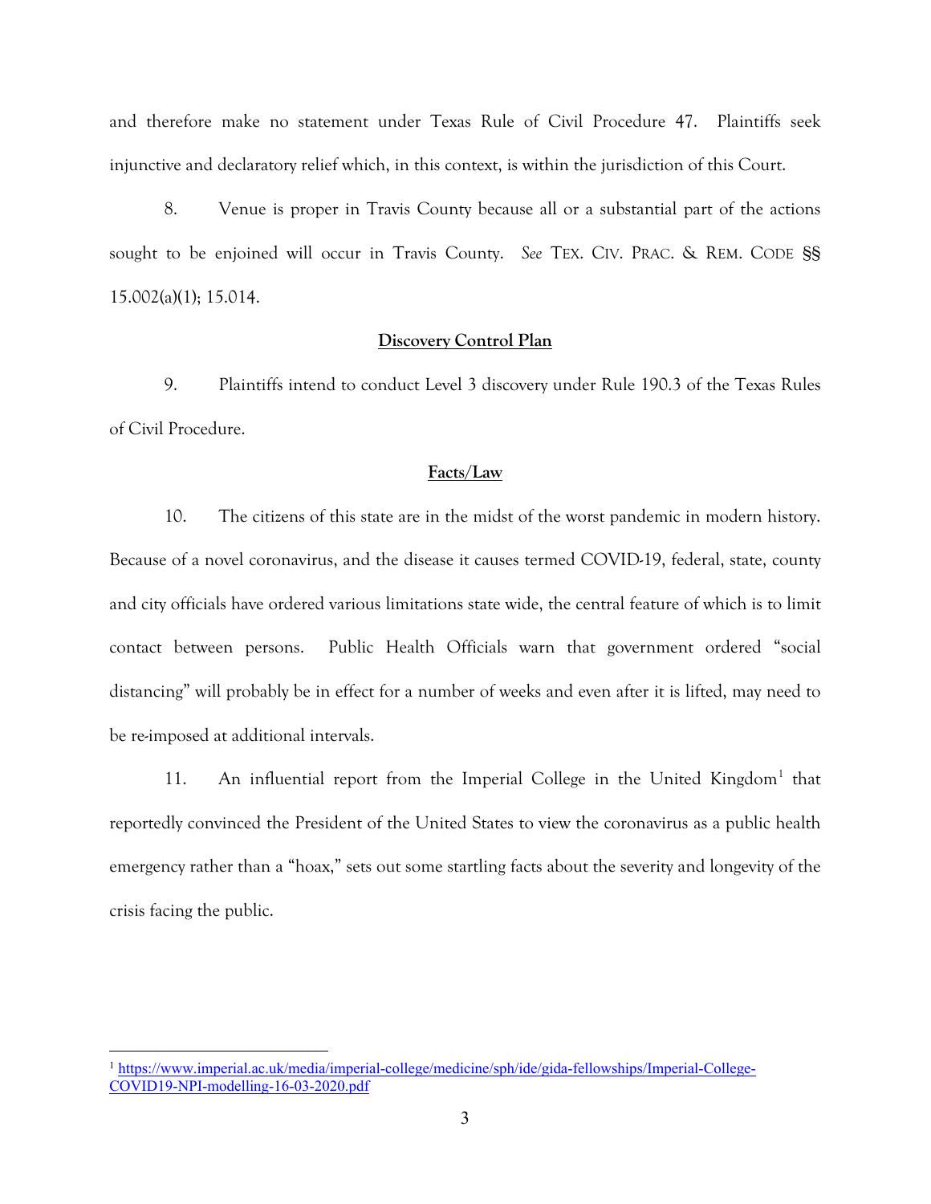and therefore make no statement under Texas Rule of Civil Procedure 47. Plaintiffs seek injunctive and declaratory relief which, in this context, is within the jurisdiction of this Court.

8. Venue is proper in Travis County because all or a substantial part of the actions sought to be enjoined will occur in Travis County. *See* TEX. CIV. PRAC. & REM. CODE §§ 15.002(a)(1); 15.014.

## Discovery Control Plan

9. Plaintiffs intend to conduct Level 3 discovery under Rule 190.3 of the Texas Rules of Civil Procedure.

## Facts/Law

10. The citizens of this state are in the midst of the worst pandemic in modern history. Because of a novel coronavirus, and the disease it causes termed COVID-19, federal, state, county and city officials have ordered various limitations state wide, the central feature of which is to limit contact between persons. Public Health Officials warn that government ordered "social distancing" will probably be in effect for a number of weeks and even after it is lifted, may need to be re-imposed at additional intervals.

11. An influential report from the Imperial College in the United Kingdom[1] that reportedly convinced the President of the United States to view the coronavirus as a public health emergency rather than a "hoax," sets out some startling facts about the severity and longevity of the crisis facing the public.

---

[1] https://www.imperial.ac.uk/media/imperial-college/medicine/sph/ide/gida-fellowships/Imperial-College-COVID19-NPI-modelling-16-03-2020.pdf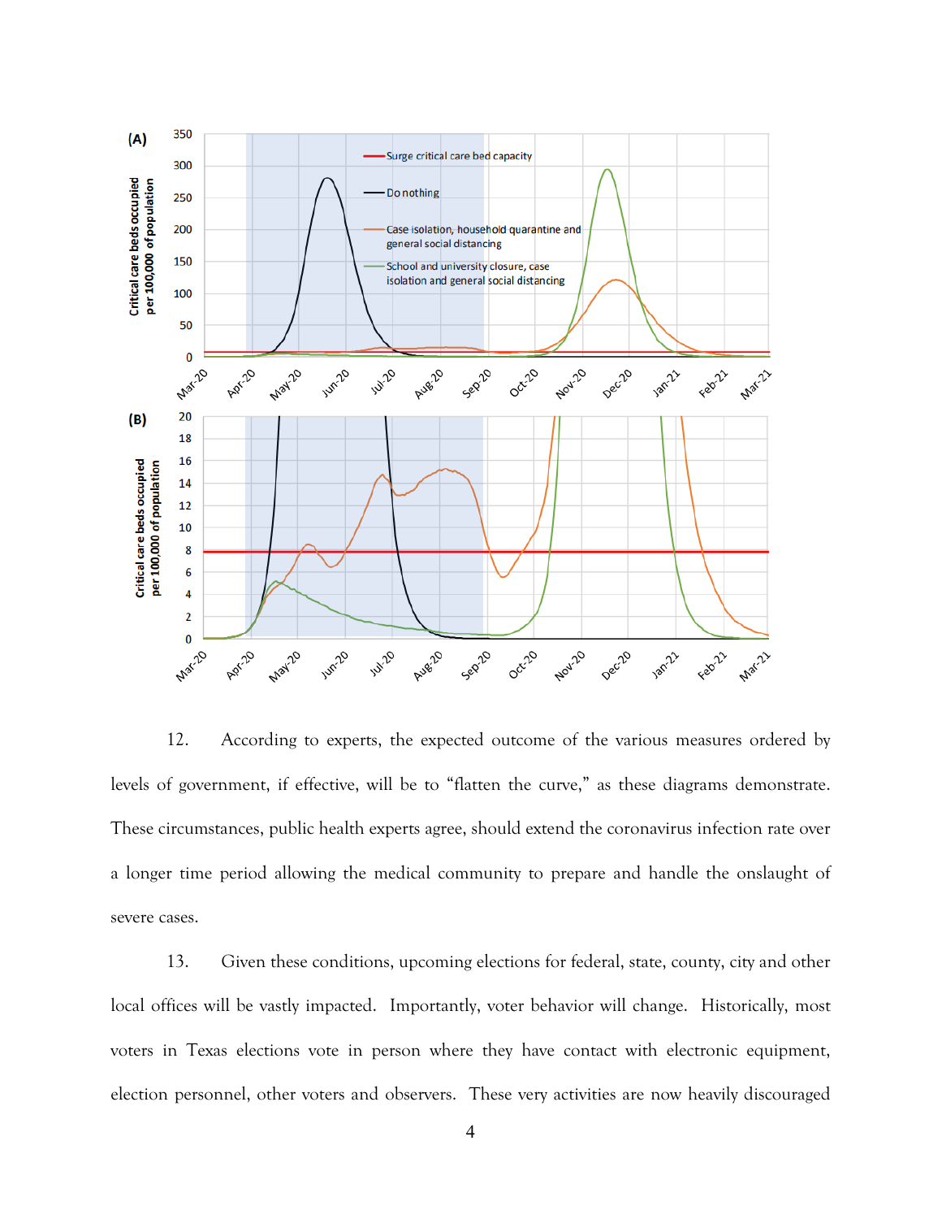12. According to experts, the expected outcome of the various measures ordered by levels of government, if effective, will be to "flatten the curve," as these diagrams demonstrate. These circumstances, public health experts agree, should extend the coronavirus infection rate over a longer time period allowing the medical community to prepare and handle the onslaught of severe cases.

13. Given these conditions, upcoming elections for federal, state, county, city and other local offices will be vastly impacted. Importantly, voter behavior will change. Historically, most voters in Texas elections vote in person where they have contact with electronic equipment, election personnel, other voters and observers. These very activities are now heavily discouraged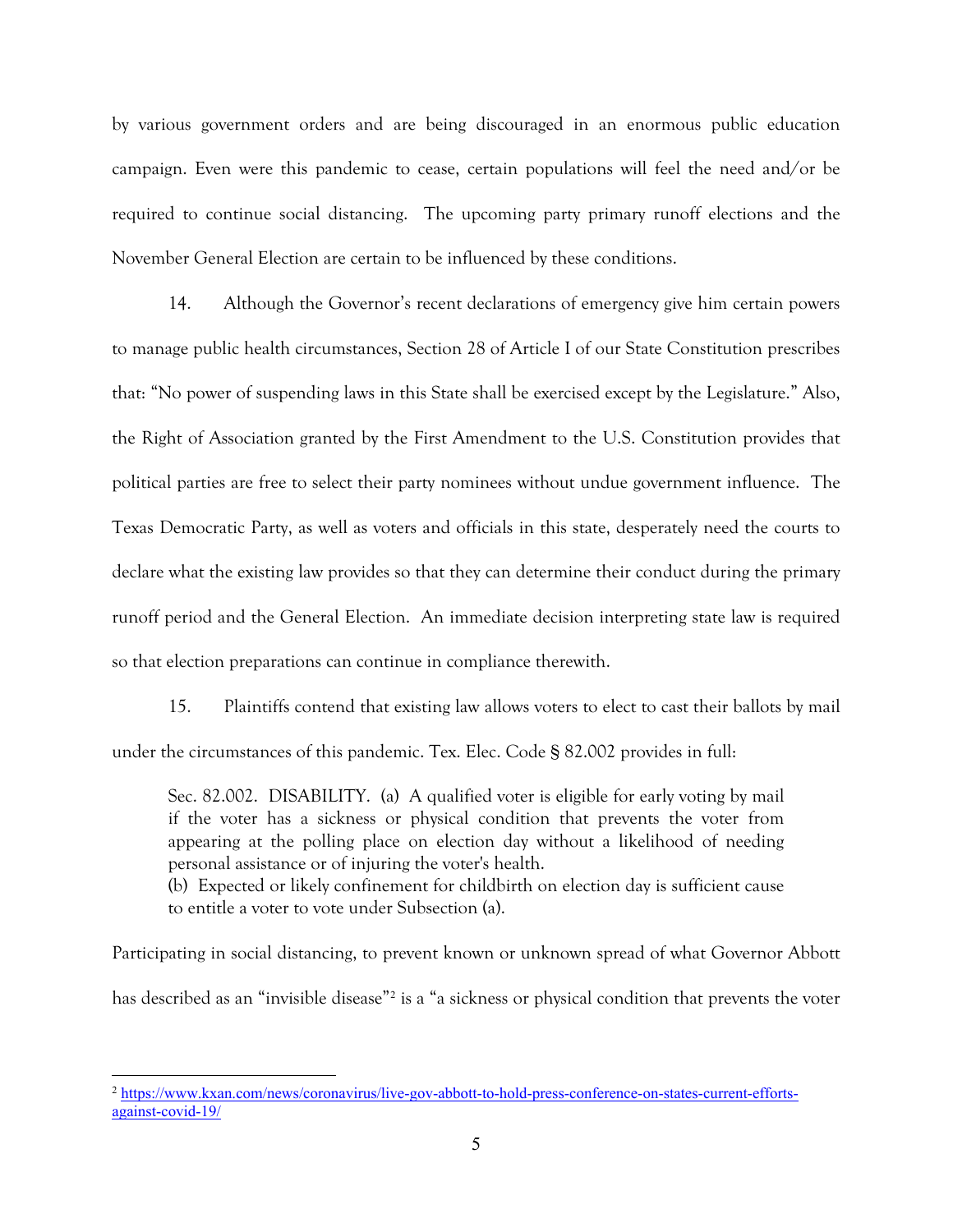by various government orders and are being discouraged in an enormous public education campaign. Even were this pandemic to cease, certain populations will feel the need and/or be required to continue social distancing. The upcoming party primary runoff elections and the November General Election are certain to be influenced by these conditions.

14. Although the Governor's recent declarations of emergency give him certain powers to manage public health circumstances, Section 28 of Article I of our State Constitution prescribes that: "No power of suspending laws in this State shall be exercised except by the Legislature." Also, the Right of Association granted by the First Amendment to the U.S. Constitution provides that political parties are free to select their party nominees without undue government influence. The Texas Democratic Party, as well as voters and officials in this state, desperately need the courts to declare what the existing law provides so that they can determine their conduct during the primary runoff period and the General Election. An immediate decision interpreting state law is required so that election preparations can continue in compliance therewith.

15. Plaintiffs contend that existing law allows voters to elect to cast their ballots by mail under the circumstances of this pandemic. Tex. Elec. Code § 82.002 provides in full:

> Sec. 82.002. DISABILITY. (a) A qualified voter is eligible for early voting by mail if the voter has a sickness or physical condition that prevents the voter from appearing at the polling place on election day without a likelihood of needing personal assistance or of injuring the voter's health.
> (b) Expected or likely confinement for childbirth on election day is sufficient cause to entitle a voter to vote under Subsection (a).

Participating in social distancing, to prevent known or unknown spread of what Governor Abbott has described as an "invisible disease"[2] is a "a sickness or physical condition that prevents the voter

---

[2] https://www.kxan.com/news/coronavirus/live-gov-abbott-to-hold-press-conference-on-states-current-efforts-against-covid-19/